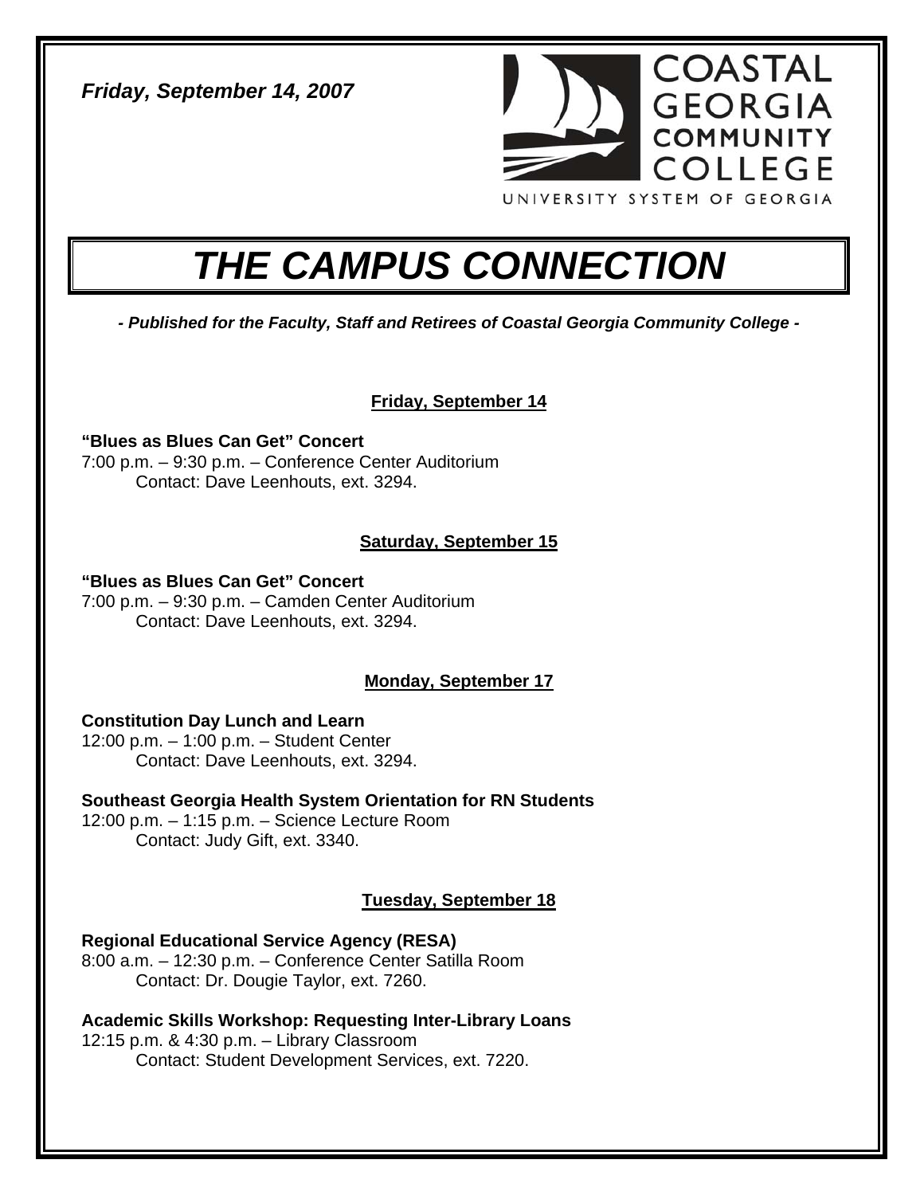*Friday, September 14, 2007*

COASTAL GEORGIA COMMUNITY COLLEGE

UNIVERSITY SYSTEM OF GEORGIA

# *THE CAMPUS CONNECTION*

***- Published for the Faculty, Staff and Retirees of Coastal Georgia Community College -***

## Friday, September 14

**"Blues as Blues Can Get" Concert**
7:00 p.m. – 9:30 p.m. – Conference Center Auditorium
Contact: Dave Leenhouts, ext. 3294.

## Saturday, September 15

**"Blues as Blues Can Get" Concert**
7:00 p.m. – 9:30 p.m. – Camden Center Auditorium
Contact: Dave Leenhouts, ext. 3294.

## Monday, September 17

**Constitution Day Lunch and Learn**
12:00 p.m. – 1:00 p.m. – Student Center
Contact: Dave Leenhouts, ext. 3294.

**Southeast Georgia Health System Orientation for RN Students**
12:00 p.m. – 1:15 p.m. – Science Lecture Room
Contact: Judy Gift, ext. 3340.

## Tuesday, September 18

**Regional Educational Service Agency (RESA)**
8:00 a.m. – 12:30 p.m. – Conference Center Satilla Room
Contact: Dr. Dougie Taylor, ext. 7260.

**Academic Skills Workshop: Requesting Inter-Library Loans**
12:15 p.m. & 4:30 p.m. – Library Classroom
Contact: Student Development Services, ext. 7220.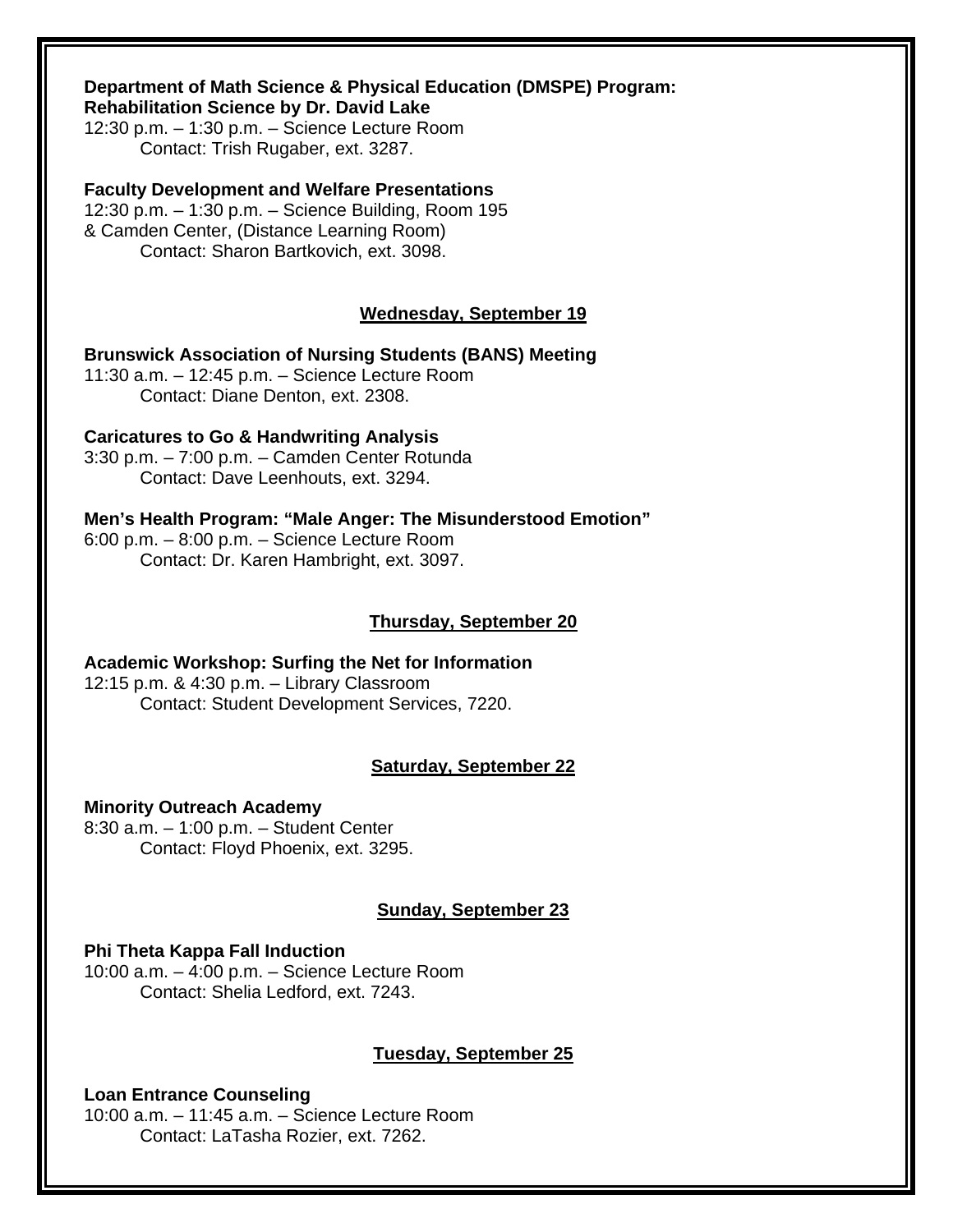**Department of Math Science & Physical Education (DMSPE) Program: Rehabilitation Science by Dr. David Lake**
12:30 p.m. – 1:30 p.m. – Science Lecture Room
Contact: Trish Rugaber, ext. 3287.

**Faculty Development and Welfare Presentations**
12:30 p.m. – 1:30 p.m. – Science Building, Room 195
& Camden Center, (Distance Learning Room)
Contact: Sharon Bartkovich, ext. 3098.

## Wednesday, September 19

**Brunswick Association of Nursing Students (BANS) Meeting**
11:30 a.m. – 12:45 p.m. – Science Lecture Room
Contact: Diane Denton, ext. 2308.

**Caricatures to Go & Handwriting Analysis**
3:30 p.m. – 7:00 p.m. – Camden Center Rotunda
Contact: Dave Leenhouts, ext. 3294.

**Men's Health Program: "Male Anger: The Misunderstood Emotion"**
6:00 p.m. – 8:00 p.m. – Science Lecture Room
Contact: Dr. Karen Hambright, ext. 3097.

## Thursday, September 20

**Academic Workshop: Surfing the Net for Information**
12:15 p.m. & 4:30 p.m. – Library Classroom
Contact: Student Development Services, 7220.

## Saturday, September 22

**Minority Outreach Academy**
8:30 a.m. – 1:00 p.m. – Student Center
Contact: Floyd Phoenix, ext. 3295.

## Sunday, September 23

**Phi Theta Kappa Fall Induction**
10:00 a.m. – 4:00 p.m. – Science Lecture Room
Contact: Shelia Ledford, ext. 7243.

## Tuesday, September 25

**Loan Entrance Counseling**
10:00 a.m. – 11:45 a.m. – Science Lecture Room
Contact: LaTasha Rozier, ext. 7262.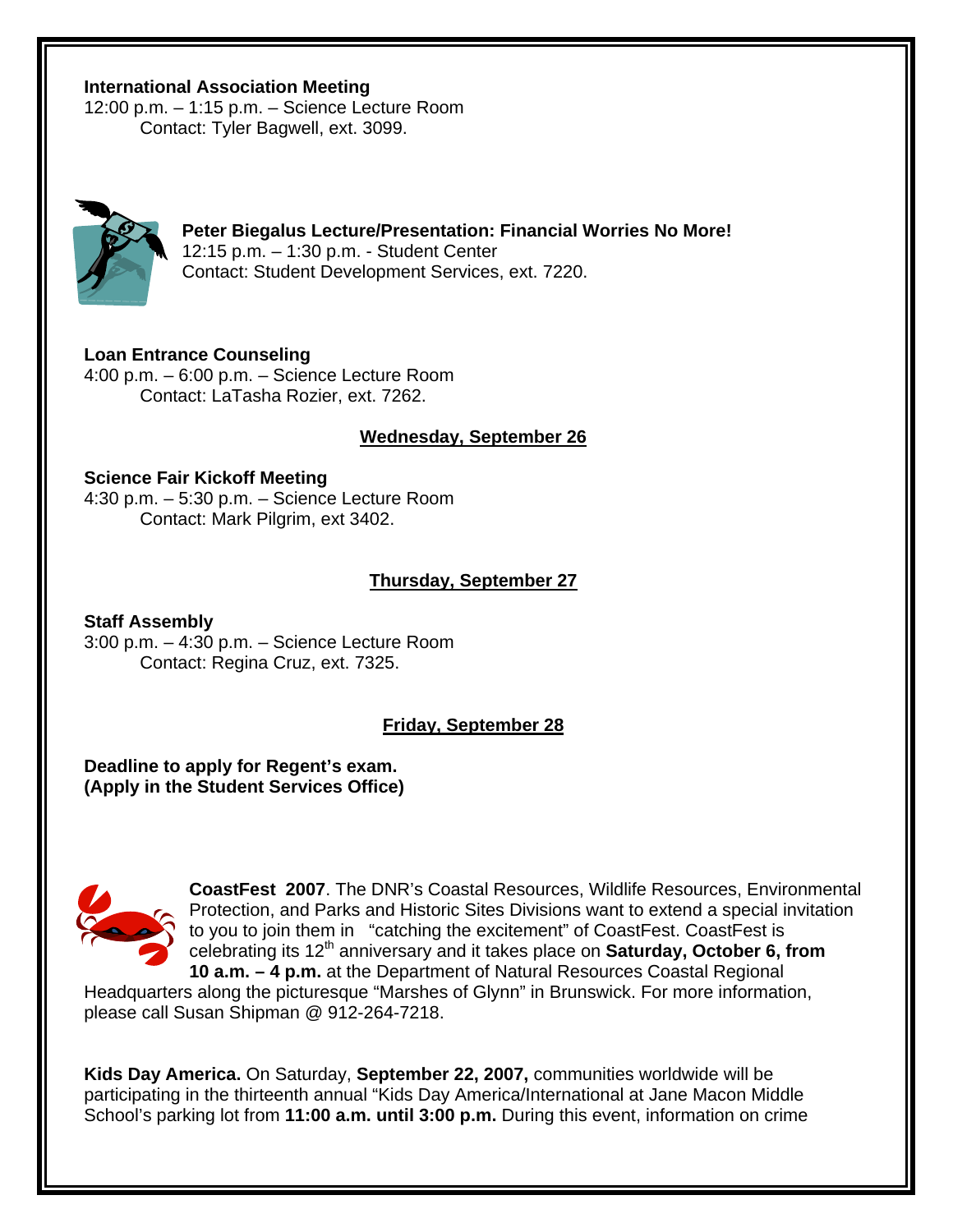**International Association Meeting**
12:00 p.m. – 1:15 p.m. – Science Lecture Room
Contact: Tyler Bagwell, ext. 3099.

**Peter Biegalus Lecture/Presentation: Financial Worries No More!**
12:15 p.m. – 1:30 p.m. - Student Center
Contact: Student Development Services, ext. 7220.

**Loan Entrance Counseling**
4:00 p.m. – 6:00 p.m. – Science Lecture Room
Contact: LaTasha Rozier, ext. 7262.

## Wednesday, September 26

**Science Fair Kickoff Meeting**
4:30 p.m. – 5:30 p.m. – Science Lecture Room
Contact: Mark Pilgrim, ext 3402.

## Thursday, September 27

**Staff Assembly**
3:00 p.m. – 4:30 p.m. – Science Lecture Room
Contact: Regina Cruz, ext. 7325.

## Friday, September 28

**Deadline to apply for Regent's exam.**
**(Apply in the Student Services Office)**

**CoastFest 2007**. The DNR's Coastal Resources, Wildlife Resources, Environmental Protection, and Parks and Historic Sites Divisions want to extend a special invitation to you to join them in "catching the excitement" of CoastFest. CoastFest is celebrating its 12th anniversary and it takes place on **Saturday, October 6, from 10 a.m. – 4 p.m.** at the Department of Natural Resources Coastal Regional Headquarters along the picturesque "Marshes of Glynn" in Brunswick. For more information, please call Susan Shipman @ 912-264-7218.

**Kids Day America.** On Saturday, **September 22, 2007,** communities worldwide will be participating in the thirteenth annual "Kids Day America/International at Jane Macon Middle School's parking lot from **11:00 a.m. until 3:00 p.m.** During this event, information on crime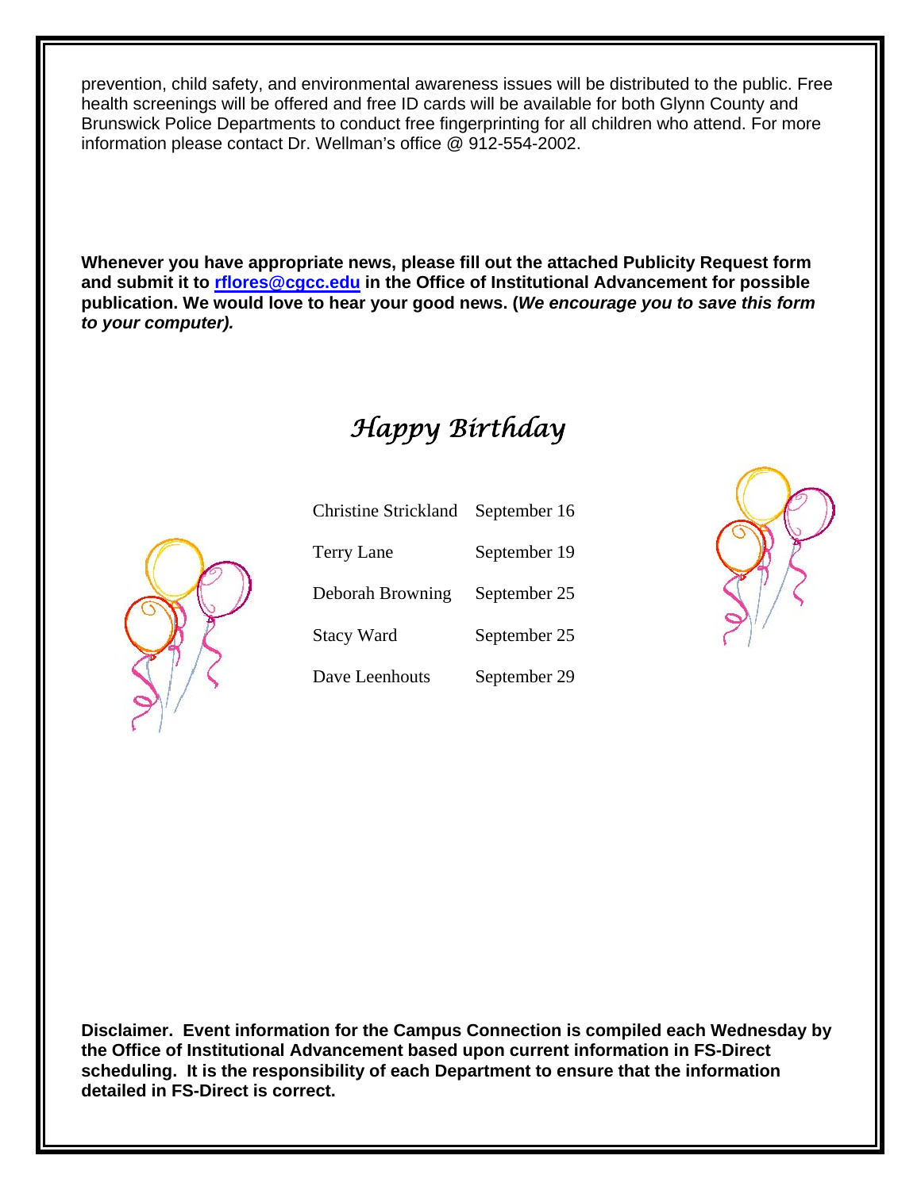prevention, child safety, and environmental awareness issues will be distributed to the public. Free health screenings will be offered and free ID cards will be available for both Glynn County and Brunswick Police Departments to conduct free fingerprinting for all children who attend. For more information please contact Dr. Wellman's office @ 912-554-2002.

**Whenever you have appropriate news, please fill out the attached Publicity Request form and submit it to [rflores@cgcc.edu](mailto:rflores@cgcc.edu) in the Office of Institutional Advancement for possible publication. We would love to hear your good news. (*We encourage you to save this form to your computer).***

## *Happy Birthday*

| | |
|---|---|
| Christine Strickland | September 16 |
| Terry Lane | September 19 |
| Deborah Browning | September 25 |
| Stacy Ward | September 25 |
| Dave Leenhouts | September 29 |

**Disclaimer. Event information for the Campus Connection is compiled each Wednesday by the Office of Institutional Advancement based upon current information in FS-Direct scheduling. It is the responsibility of each Department to ensure that the information detailed in FS-Direct is correct.**